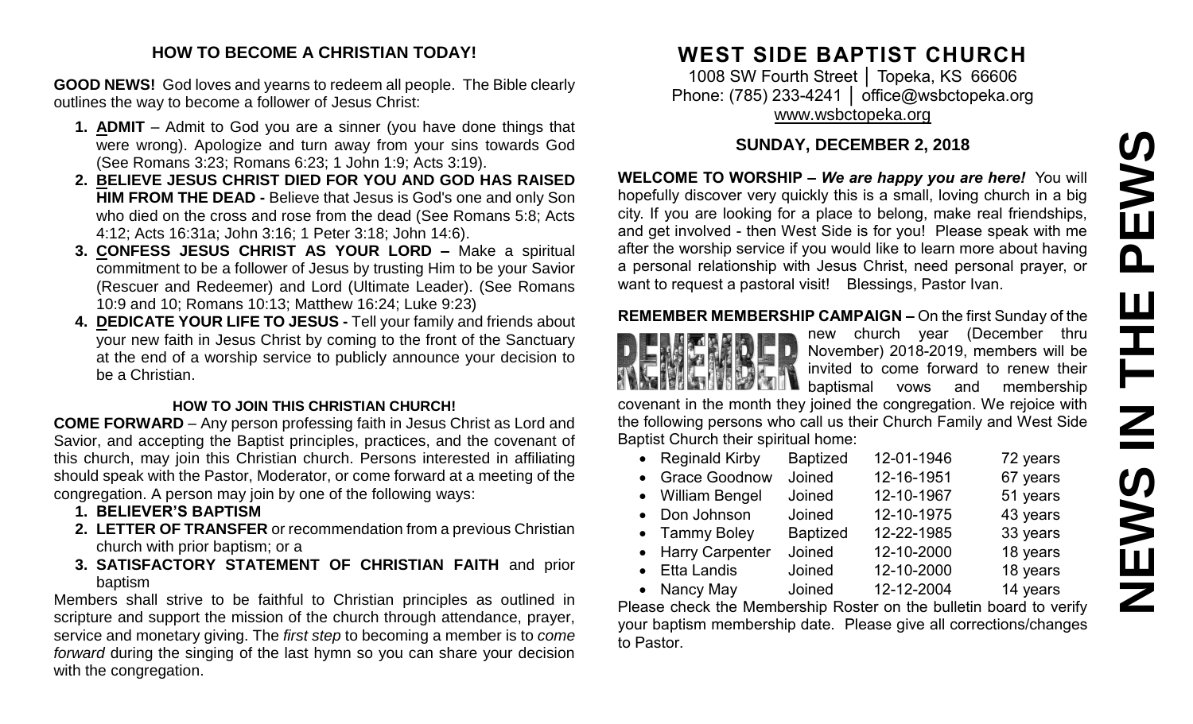## HOW TO BECOME A CHRISTIAN TODAY!

**GOOD NEWS!** God loves and yearns to redeem all people. The Bible clearly outlines the way to become a follower of Jesus Christ:

1. **ADMIT** – Admit to God you are a sinner (you have done things that were wrong). Apologize and turn away from your sins towards God (See Romans 3:23; Romans 6:23; 1 John 1:9; Acts 3:19).
2. **BELIEVE JESUS CHRIST DIED FOR YOU AND GOD HAS RAISED HIM FROM THE DEAD -** Believe that Jesus is God's one and only Son who died on the cross and rose from the dead (See Romans 5:8; Acts 4:12; Acts 16:31a; John 3:16; 1 Peter 3:18; John 14:6).
3. **CONFESS JESUS CHRIST AS YOUR LORD –** Make a spiritual commitment to be a follower of Jesus by trusting Him to be your Savior (Rescuer and Redeemer) and Lord (Ultimate Leader). (See Romans 10:9 and 10; Romans 10:13; Matthew 16:24; Luke 9:23)
4. **DEDICATE YOUR LIFE TO JESUS -** Tell your family and friends about your new faith in Jesus Christ by coming to the front of the Sanctuary at the end of a worship service to publicly announce your decision to be a Christian.

### HOW TO JOIN THIS CHRISTIAN CHURCH!

**COME FORWARD** – Any person professing faith in Jesus Christ as Lord and Savior, and accepting the Baptist principles, practices, and the covenant of this church, may join this Christian church. Persons interested in affiliating should speak with the Pastor, Moderator, or come forward at a meeting of the congregation. A person may join by one of the following ways:

1. **BELIEVER'S BAPTISM**
2. **LETTER OF TRANSFER** or recommendation from a previous Christian church with prior baptism; or a
3. **SATISFACTORY STATEMENT OF CHRISTIAN FAITH** and prior baptism

Members shall strive to be faithful to Christian principles as outlined in scripture and support the mission of the church through attendance, prayer, service and monetary giving. The *first step* to becoming a member is to *come forward* during the singing of the last hymn so you can share your decision with the congregation.

# WEST SIDE BAPTIST CHURCH

1008 SW Fourth Street │ Topeka, KS 66606
Phone: (785) 233-4241 │ office@wsbctopeka.org
www.wsbctopeka.org

## SUNDAY, DECEMBER 2, 2018

**WELCOME TO WORSHIP –** ***We are happy you are here!*** You will hopefully discover very quickly this is a small, loving church in a big city. If you are looking for a place to belong, make real friendships, and get involved - then West Side is for you! Please speak with me after the worship service if you would like to learn more about having a personal relationship with Jesus Christ, need personal prayer, or want to request a pastoral visit! Blessings, Pastor Ivan.

**REMEMBER MEMBERSHIP CAMPAIGN –** On the first Sunday of the new church year (December thru November) 2018-2019, members will be invited to come forward to renew their baptismal vows and membership covenant in the month they joined the congregation. We rejoice with the following persons who call us their Church Family and West Side Baptist Church their spiritual home:

- Reginald Kirby Baptized 12-01-1946 72 years
- Grace Goodnow Joined 12-16-1951 67 years
- William Bengel Joined 12-10-1967 51 years
- Don Johnson Joined 12-10-1975 43 years
- Tammy Boley Baptized 12-22-1985 33 years
- Harry Carpenter Joined 12-10-2000 18 years
- Etta Landis Joined 12-10-2000 18 years
- Nancy May Joined 12-12-2004 14 years

Please check the Membership Roster on the bulletin board to verify your baptism membership date. Please give all corrections/changes to Pastor.

# NEWS IN THE PEWS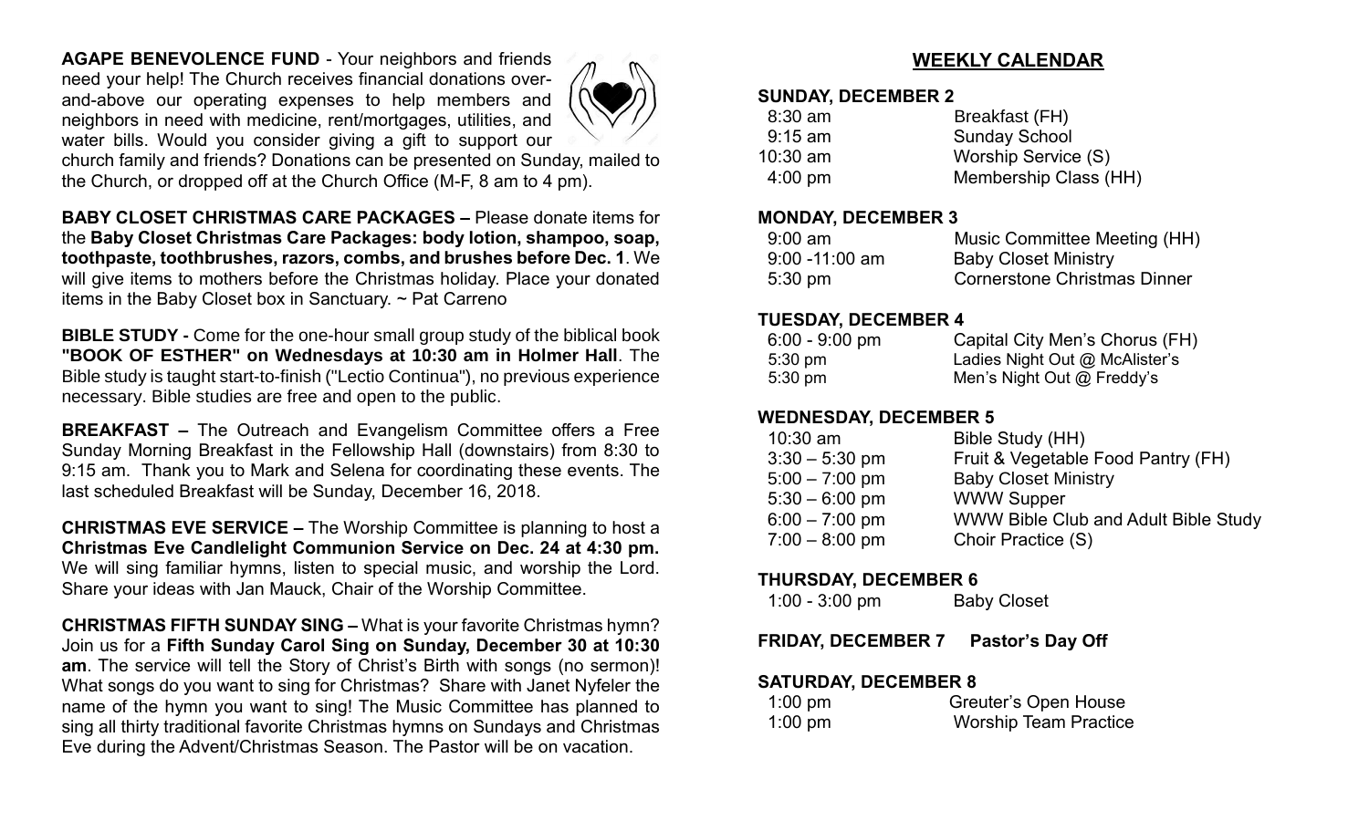**AGAPE BENEVOLENCE FUND** - Your neighbors and friends need your help! The Church receives financial donations over-and-above our operating expenses to help members and neighbors in need with medicine, rent/mortgages, utilities, and water bills. Would you consider giving a gift to support our church family and friends? Donations can be presented on Sunday, mailed to the Church, or dropped off at the Church Office (M-F, 8 am to 4 pm).

**BABY CLOSET CHRISTMAS CARE PACKAGES –** Please donate items for the **Baby Closet Christmas Care Packages: body lotion, shampoo, soap, toothpaste, toothbrushes, razors, combs, and brushes before Dec. 1**. We will give items to mothers before the Christmas holiday. Place your donated items in the Baby Closet box in Sanctuary. ~ Pat Carreno

**BIBLE STUDY -** Come for the one-hour small group study of the biblical book **"BOOK OF ESTHER" on Wednesdays at 10:30 am in Holmer Hall**. The Bible study is taught start-to-finish ("Lectio Continua"), no previous experience necessary. Bible studies are free and open to the public.

**BREAKFAST –** The Outreach and Evangelism Committee offers a Free Sunday Morning Breakfast in the Fellowship Hall (downstairs) from 8:30 to 9:15 am. Thank you to Mark and Selena for coordinating these events. The last scheduled Breakfast will be Sunday, December 16, 2018.

**CHRISTMAS EVE SERVICE –** The Worship Committee is planning to host a **Christmas Eve Candlelight Communion Service on Dec. 24 at 4:30 pm.** We will sing familiar hymns, listen to special music, and worship the Lord. Share your ideas with Jan Mauck, Chair of the Worship Committee.

**CHRISTMAS FIFTH SUNDAY SING –** What is your favorite Christmas hymn? Join us for a **Fifth Sunday Carol Sing on Sunday, December 30 at 10:30 am**. The service will tell the Story of Christ's Birth with songs (no sermon)! What songs do you want to sing for Christmas? Share with Janet Nyfeler the name of the hymn you want to sing! The Music Committee has planned to sing all thirty traditional favorite Christmas hymns on Sundays and Christmas Eve during the Advent/Christmas Season. The Pastor will be on vacation.

## WEEKLY CALENDAR

**SUNDAY, DECEMBER 2**

| | |
|---|---|
| 8:30 am | Breakfast (FH) |
| 9:15 am | Sunday School |
| 10:30 am | Worship Service (S) |
| 4:00 pm | Membership Class (HH) |

**MONDAY, DECEMBER 3**

| | |
|---|---|
| 9:00 am | Music Committee Meeting (HH) |
| 9:00 -11:00 am | Baby Closet Ministry |
| 5:30 pm | Cornerstone Christmas Dinner |

**TUESDAY, DECEMBER 4**

| | |
|---|---|
| 6:00 - 9:00 pm | Capital City Men's Chorus (FH) |
| 5:30 pm | Ladies Night Out @ McAlister's |
| 5:30 pm | Men's Night Out @ Freddy's |

**WEDNESDAY, DECEMBER 5**

| | |
|---|---|
| 10:30 am | Bible Study (HH) |
| 3:30 – 5:30 pm | Fruit & Vegetable Food Pantry (FH) |
| 5:00 – 7:00 pm | Baby Closet Ministry |
| 5:30 – 6:00 pm | WWW Supper |
| 6:00 – 7:00 pm | WWW Bible Club and Adult Bible Study |
| 7:00 – 8:00 pm | Choir Practice (S) |

**THURSDAY, DECEMBER 6**

| | |
|---|---|
| 1:00 - 3:00 pm | Baby Closet |

**FRIDAY, DECEMBER 7 Pastor's Day Off**

**SATURDAY, DECEMBER 8**

| | |
|---|---|
| 1:00 pm | Greuter's Open House |
| 1:00 pm | Worship Team Practice |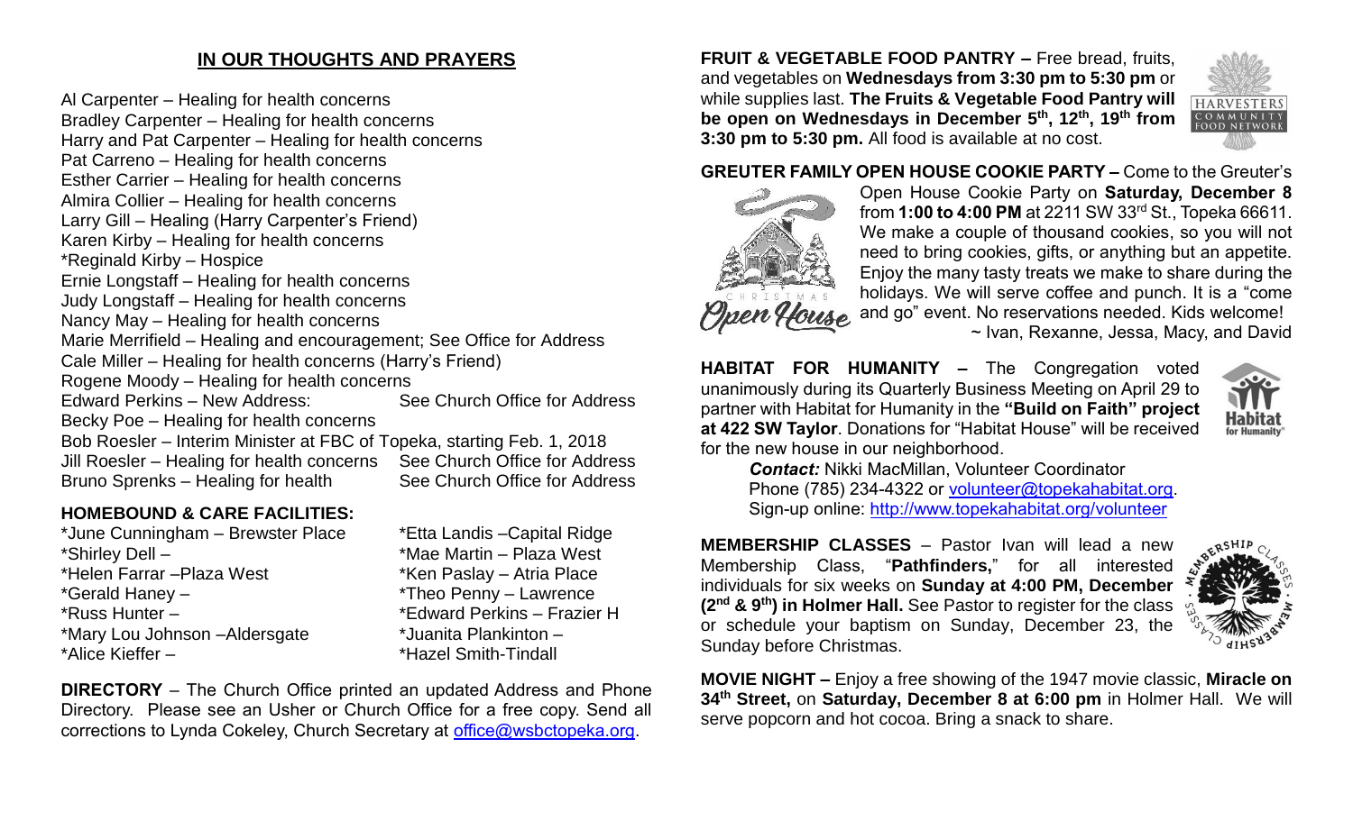## IN OUR THOUGHTS AND PRAYERS

Al Carpenter – Healing for health concerns
Bradley Carpenter – Healing for health concerns
Harry and Pat Carpenter – Healing for health concerns
Pat Carreno – Healing for health concerns
Esther Carrier – Healing for health concerns
Almira Collier – Healing for health concerns
Larry Gill – Healing (Harry Carpenter's Friend)
Karen Kirby – Healing for health concerns
*Reginald Kirby – Hospice
Ernie Longstaff – Healing for health concerns
Judy Longstaff – Healing for health concerns
Nancy May – Healing for health concerns
Marie Merrifield – Healing and encouragement; See Office for Address
Cale Miller – Healing for health concerns (Harry's Friend)
Rogene Moody – Healing for health concerns
Edward Perkins – New Address: See Church Office for Address
Becky Poe – Healing for health concerns
Bob Roesler – Interim Minister at FBC of Topeka, starting Feb. 1, 2018
Jill Roesler – Healing for health concerns See Church Office for Address
Bruno Sprenks – Healing for health See Church Office for Address

### HOMEBOUND & CARE FACILITIES:

*June Cunningham – Brewster Place
*Shirley Dell –
*Helen Farrar –Plaza West
*Gerald Haney –
*Russ Hunter –
*Mary Lou Johnson –Aldersgate
*Alice Kieffer –
*Etta Landis –Capital Ridge
*Mae Martin – Plaza West
*Ken Paslay – Atria Place
*Theo Penny – Lawrence
*Edward Perkins – Frazier H
*Juanita Plankinton –
*Hazel Smith-Tindall

**DIRECTORY** – The Church Office printed an updated Address and Phone Directory. Please see an Usher or Church Office for a free copy. Send all corrections to Lynda Cokeley, Church Secretary at office@wsbctopeka.org.

**FRUIT & VEGETABLE FOOD PANTRY –** Free bread, fruits, and vegetables on **Wednesdays from 3:30 pm to 5:30 pm** or while supplies last. **The Fruits & Vegetable Food Pantry will be open on Wednesdays in December 5th, 12th, 19th from 3:30 pm to 5:30 pm.** All food is available at no cost.

**GREUTER FAMILY OPEN HOUSE COOKIE PARTY –** Come to the Greuter's Open House Cookie Party on **Saturday, December 8** from **1:00 to 4:00 PM** at 2211 SW 33rd St., Topeka 66611. We make a couple of thousand cookies, so you will not need to bring cookies, gifts, or anything but an appetite. Enjoy the many tasty treats we make to share during the holidays. We will serve coffee and punch. It is a "come and go" event. No reservations needed. Kids welcome!
~ Ivan, Rexanne, Jessa, Macy, and David

**HABITAT FOR HUMANITY –** The Congregation voted unanimously during its Quarterly Business Meeting on April 29 to partner with Habitat for Humanity in the **"Build on Faith" project at 422 SW Taylor**. Donations for "Habitat House" will be received for the new house in our neighborhood.

***Contact:*** Nikki MacMillan, Volunteer Coordinator
Phone (785) 234-4322 or volunteer@topekahabitat.org.
Sign-up online: http://www.topekahabitat.org/volunteer

**MEMBERSHIP CLASSES** – Pastor Ivan will lead a new Membership Class, "**Pathfinders,**" for all interested individuals for six weeks on **Sunday at 4:00 PM, December (2nd & 9th) in Holmer Hall.** See Pastor to register for the class or schedule your baptism on Sunday, December 23, the Sunday before Christmas.

**MOVIE NIGHT –** Enjoy a free showing of the 1947 movie classic, **Miracle on 34th Street,** on **Saturday, December 8 at 6:00 pm** in Holmer Hall. We will serve popcorn and hot cocoa. Bring a snack to share.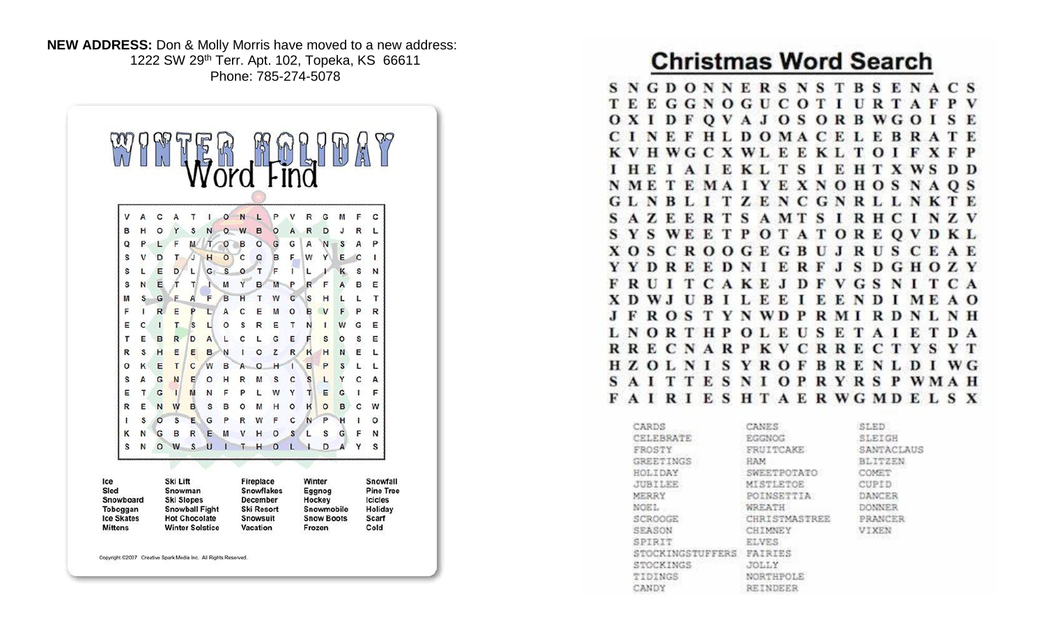**NEW ADDRESS:** Don & Molly Morris have moved to a new address:
1222 SW 29th Terr. Apt. 102, Topeka, KS 66611
Phone: 785-274-5078

# WINTER HOLIDAY Word Find

```
V A C A T I O N L P V R G M F C
B H O Y S N O W B O A R D J R L
Q P L F M T O B C G G A N S A P
S V D T J H O C Q B F W Y E C I
S L E D L G S O T F I L I K S N
S N E T T I M Y B M P R F A B E
M S G F A F B H T W C S H L L T
F I R E P L A C E M O B V F P R
E C I T S L O S R E T N I W G E
T E B R D A L C L G E F S O S E
R S H E E B N I O Z R K H N E L
O K E T C W B A O H I B P S L L
S A G N E O H R M S C S L Y C A
E T G I M N F P L W Y T E G I F
R E N W B S B O M H O K O B C W
I S O S E G P R W F C N P H I O
K N G B R E M V H O S L S G F N
S N O W S U I T H O L I D A Y S
```

| | | | | |
|---|---|---|---|---|
| Ice | Ski Lift | Fireplace | Winter | Snowfall |
| Sled | Snowman | Snowflakes | Eggnog | Pine Tree |
| Snowboard | Ski Slopes | December | Hockey | Icicles |
| Toboggan | Snowball Fight | Ski Resort | Snowmobile | Holiday |
| Ice Skates | Hot Chocolate | Snowsuit | Snow Boots | Scarf |
| Mittens | Winter Solstice | Vacation | Frozen | Cold |

Copyright ©2007 Creative Spark Media Inc. All Rights Reserved.

# Christmas Word Search

```
S N G D O N N E R S N S T B S E N A C S
T E E G G N O G U C O T I U R T A F P V
O X I D F Q V A J O S O R B W G O I S E
C I N E F H L D O M A C E L E B R A T E
K V H W G C X W L E E K L T O I F X F P
I H E I A I E K L T S I E H T X W S D D
N M E T E M A I Y E X N O H O S N A Q S
G L N B L I T Z E N C G N R L L N K T E
S A Z E E R T S A M T S I R H C I N Z V
S Y S W E E T P O T A T O R E Q V D K L
X O S C R O O G E G B U J R U S C E A E
Y Y D R E E D N I E R F J S D G H O Z Y
F R U I T C A K E J D F V G S N I T C A
X D W J U B I L E E I E E N D I M E A O
J F R O S T Y N W D P R M I R D N L N H
L N O R T H P O L E U S E T A I E T D A
R R E C N A R P K V C R R E C T Y S Y T
H Z O L N I S Y R O F B R E N L D I W G
S A I T T E S N I O P R Y R S P W M A H
F A I R I E S H T A E R W G M D E L S X
```

| | | |
|---|---|---|
| CARDS | CANES | SLED |
| CELEBRATE | EGGNOG | SLEIGH |
| FROSTY | FRUITCAKE | SANTACLAUS |
| GREETINGS | HAM | BLITZEN |
| HOLIDAY | SWEETPOTATO | COMET |
| JUBILEE | MISTLETOE | CUPID |
| MERRY | POINSETTIA | DANCER |
| NOEL | WREATH | DONNER |
| SCROOGE | CHRISTMASTREE | PRANCER |
| SEASON | CHIMNEY | VIXEN |
| SPIRIT | ELVES | |
| STOCKINGSTUFFERS | FAIRIES | |
| STOCKINGS | JOLLY | |
| TIDINGS | NORTHPOLE | |
| CANDY | REINDEER | |